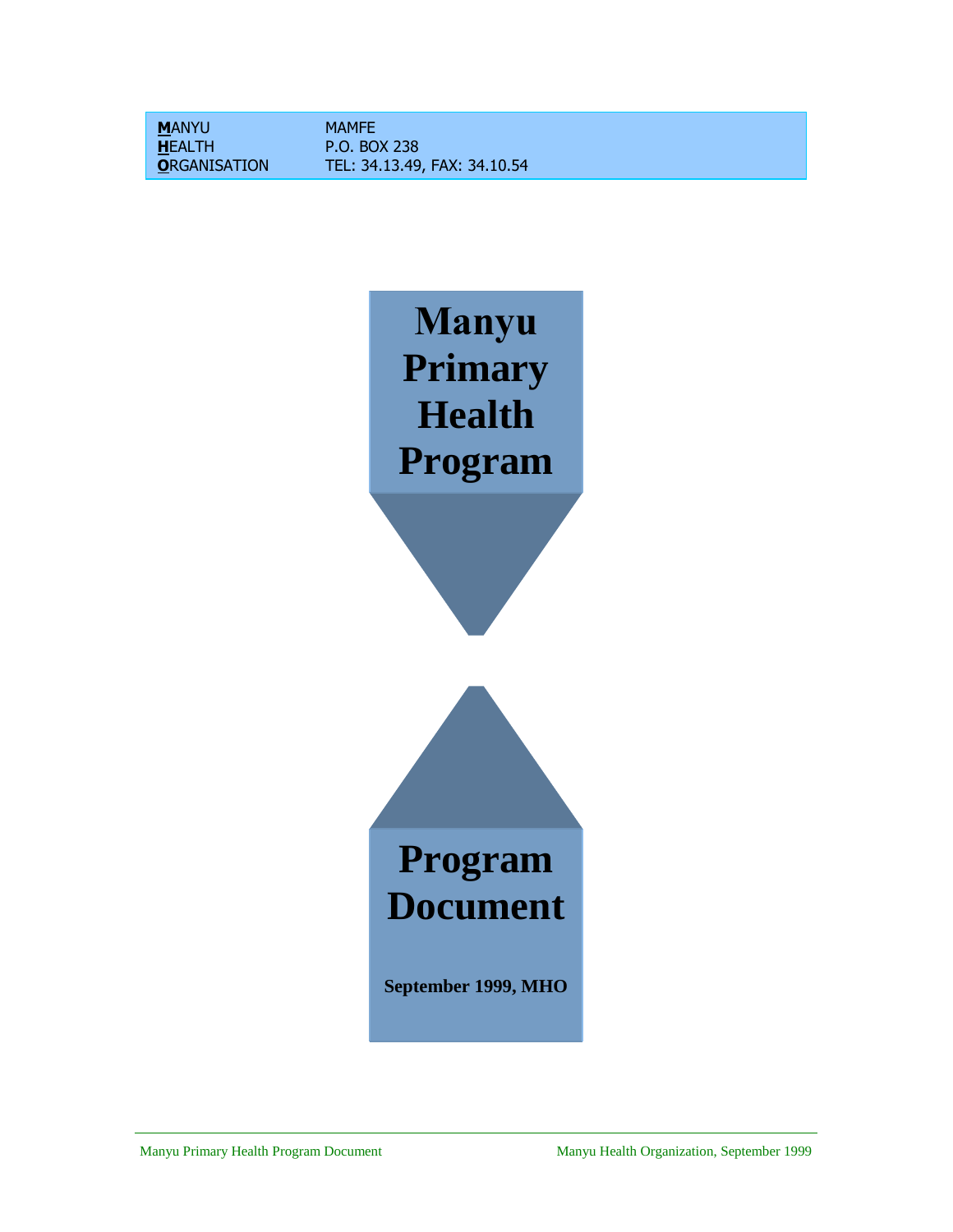| | |
|---|---|
| **M**ANYU | MAMFE |
| **H**EALTH | P.O. BOX 238 |
| **O**RGANISATION | TEL: 34.13.49, FAX: 34.10.54 |

# Manyu Primary Health Program

# Program Document

**September 1999, MHO**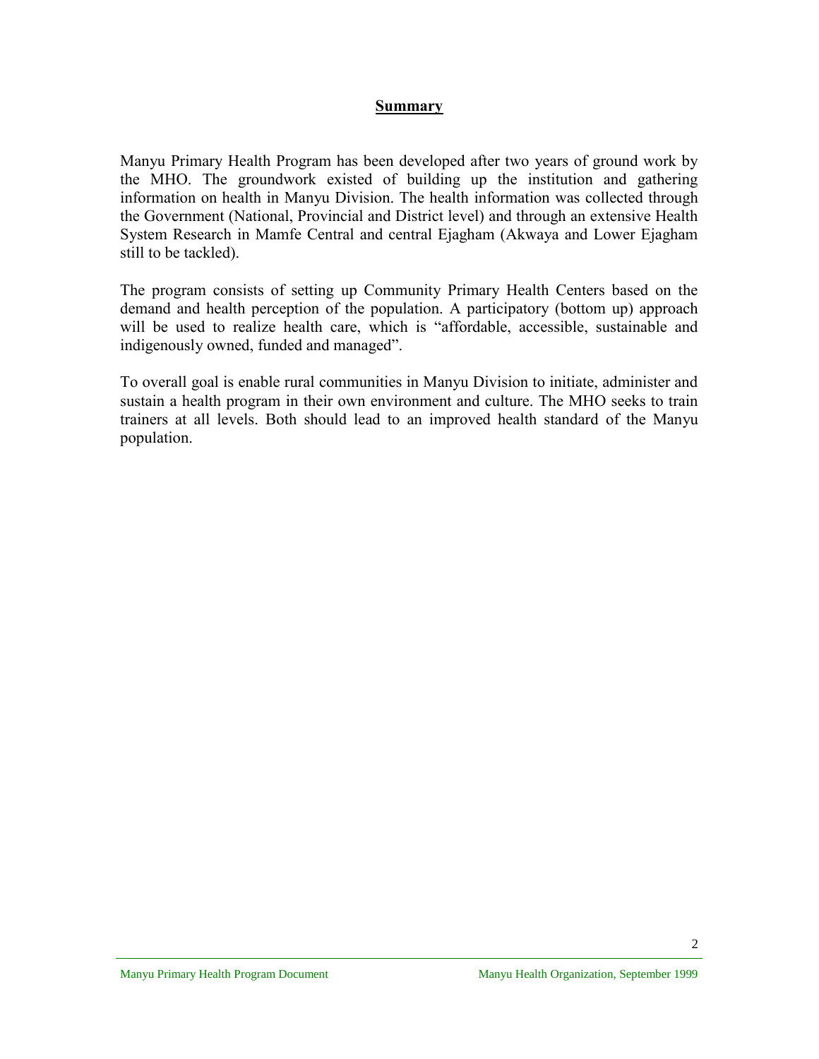## Summary

Manyu Primary Health Program has been developed after two years of ground work by the MHO. The groundwork existed of building up the institution and gathering information on health in Manyu Division. The health information was collected through the Government (National, Provincial and District level) and through an extensive Health System Research in Mamfe Central and central Ejagham (Akwaya and Lower Ejagham still to be tackled).

The program consists of setting up Community Primary Health Centers based on the demand and health perception of the population. A participatory (bottom up) approach will be used to realize health care, which is "affordable, accessible, sustainable and indigenously owned, funded and managed".

To overall goal is enable rural communities in Manyu Division to initiate, administer and sustain a health program in their own environment and culture. The MHO seeks to train trainers at all levels. Both should lead to an improved health standard of the Manyu population.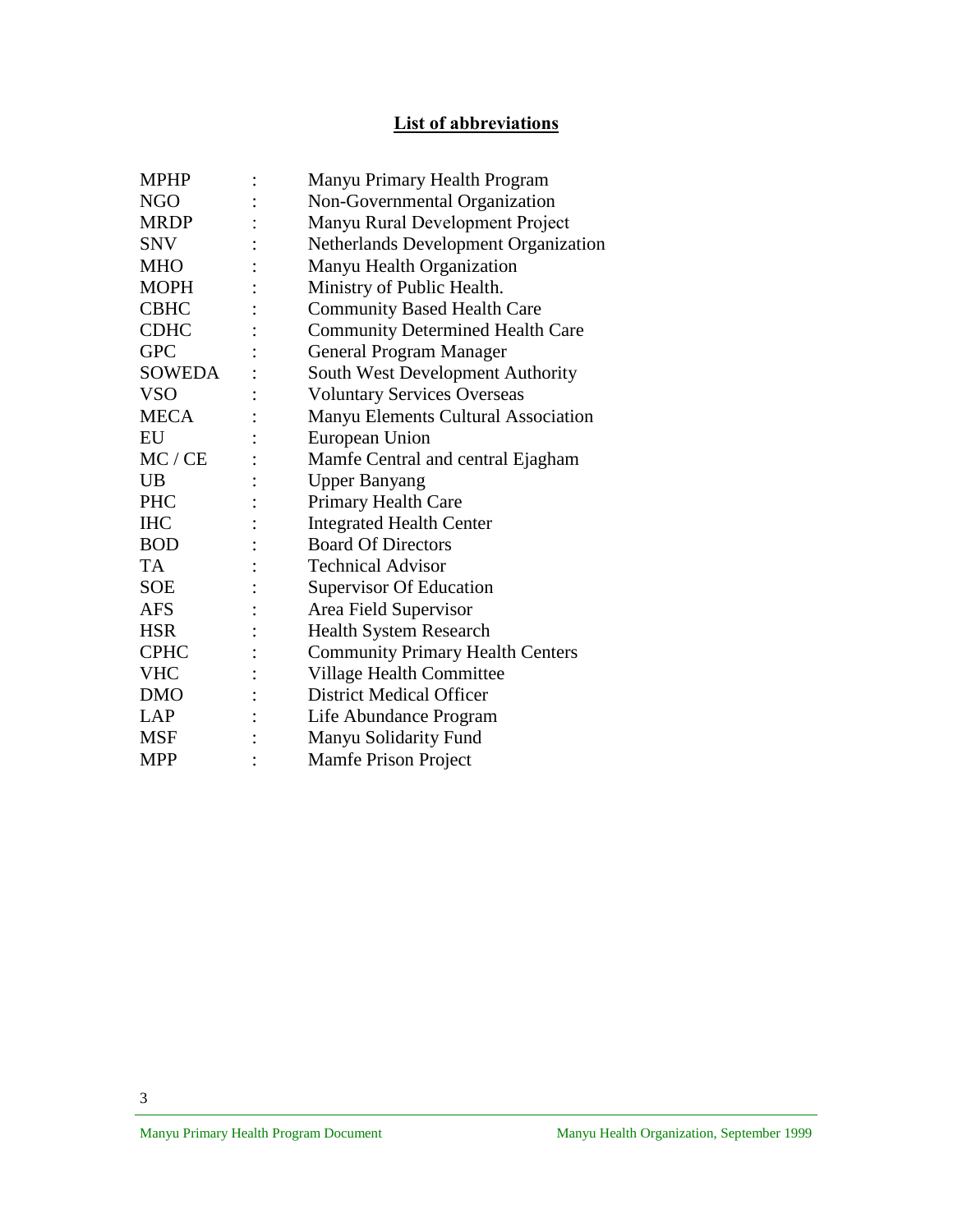## List of abbreviations

| | | |
|---|---|---|
| MPHP | : | Manyu Primary Health Program |
| NGO | : | Non-Governmental Organization |
| MRDP | : | Manyu Rural Development Project |
| SNV | : | Netherlands Development Organization |
| MHO | : | Manyu Health Organization |
| MOPH | : | Ministry of Public Health. |
| CBHC | : | Community Based Health Care |
| CDHC | : | Community Determined Health Care |
| GPC | : | General Program Manager |
| SOWEDA | : | South West Development Authority |
| VSO | : | Voluntary Services Overseas |
| MECA | : | Manyu Elements Cultural Association |
| EU | : | European Union |
| MC / CE | : | Mamfe Central and central Ejagham |
| UB | : | Upper Banyang |
| PHC | : | Primary Health Care |
| IHC | : | Integrated Health Center |
| BOD | : | Board Of Directors |
| TA | : | Technical Advisor |
| SOE | : | Supervisor Of Education |
| AFS | : | Area Field Supervisor |
| HSR | : | Health System Research |
| CPHC | : | Community Primary Health Centers |
| VHC | : | Village Health Committee |
| DMO | : | District Medical Officer |
| LAP | : | Life Abundance Program |
| MSF | : | Manyu Solidarity Fund |
| MPP | : | Mamfe Prison Project |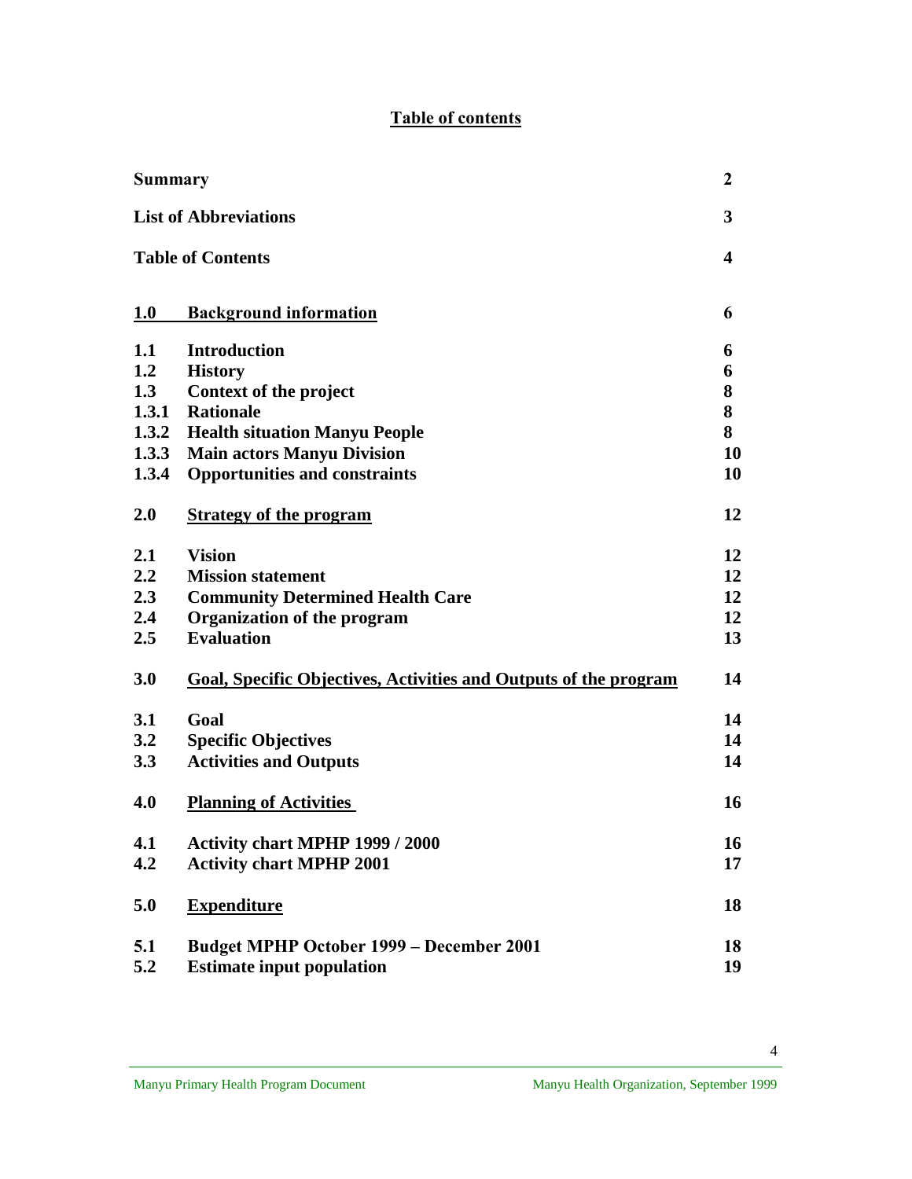## Table of contents

| | | |
|---|---|---|
| **Summary** | | **2** |
| **List of Abbreviations** | | **3** |
| **Table of Contents** | | **4** |
| **1.0** | **Background information** | **6** |
| **1.1** | **Introduction** | **6** |
| **1.2** | **History** | **6** |
| **1.3** | **Context of the project** | **8** |
| **1.3.1** | **Rationale** | **8** |
| **1.3.2** | **Health situation Manyu People** | **8** |
| **1.3.3** | **Main actors Manyu Division** | **10** |
| **1.3.4** | **Opportunities and constraints** | **10** |
| **2.0** | **Strategy of the program** | **12** |
| **2.1** | **Vision** | **12** |
| **2.2** | **Mission statement** | **12** |
| **2.3** | **Community Determined Health Care** | **12** |
| **2.4** | **Organization of the program** | **12** |
| **2.5** | **Evaluation** | **13** |
| **3.0** | **Goal, Specific Objectives, Activities and Outputs of the program** | **14** |
| **3.1** | **Goal** | **14** |
| **3.2** | **Specific Objectives** | **14** |
| **3.3** | **Activities and Outputs** | **14** |
| **4.0** | **Planning of Activities** | **16** |
| **4.1** | **Activity chart MPHP 1999 / 2000** | **16** |
| **4.2** | **Activity chart MPHP 2001** | **17** |
| **5.0** | **Expenditure** | **18** |
| **5.1** | **Budget MPHP October 1999 – December 2001** | **18** |
| **5.2** | **Estimate input population** | **19** |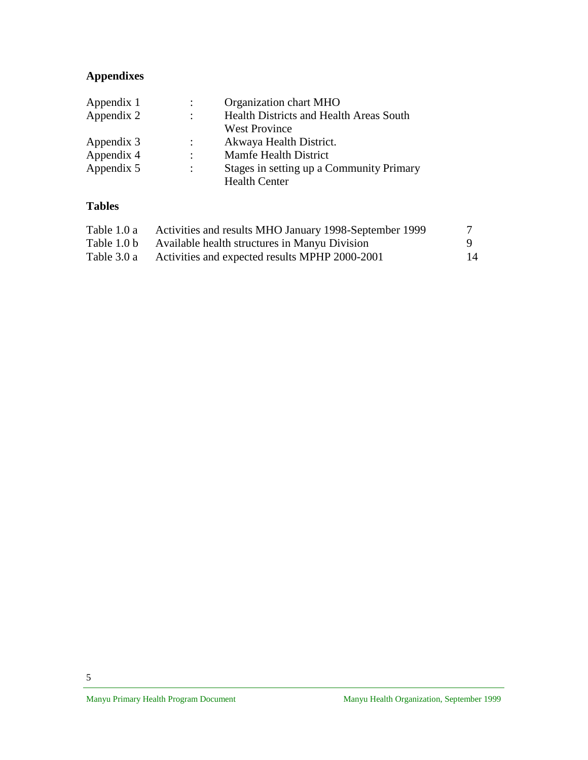## Appendixes

| | | |
|---|---|---|
| Appendix 1 | : | Organization chart MHO |
| Appendix 2 | : | Health Districts and Health Areas South West Province |
| Appendix 3 | : | Akwaya Health District. |
| Appendix 4 | : | Mamfe Health District |
| Appendix 5 | : | Stages in setting up a Community Primary Health Center |

## Tables

| | | |
|---|---|---|
| Table 1.0 a | Activities and results MHO January 1998-September 1999 | 7 |
| Table 1.0 b | Available health structures in Manyu Division | 9 |
| Table 3.0 a | Activities and expected results MPHP 2000-2001 | 14 |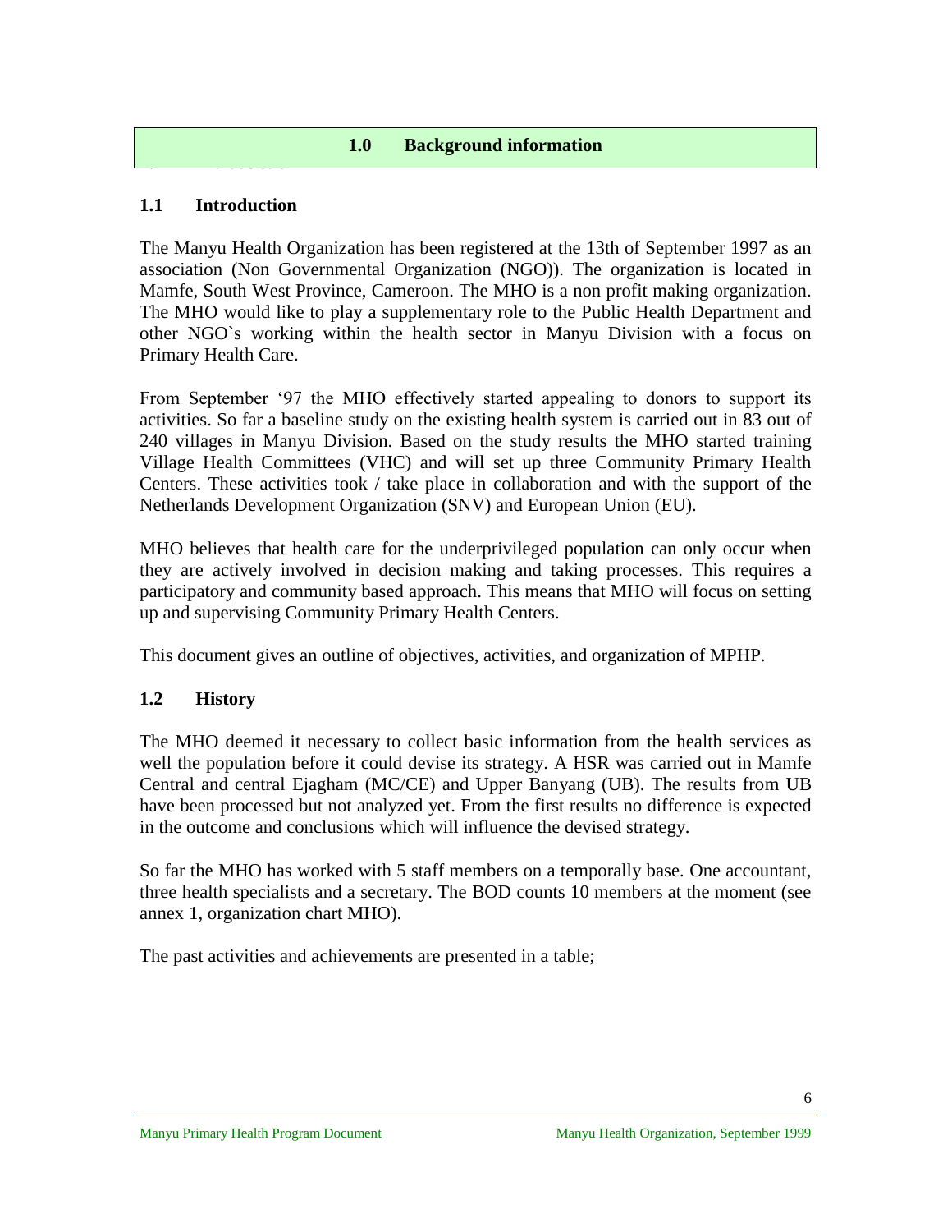# 1.0 Background information

## 1.1 Introduction

The Manyu Health Organization has been registered at the 13th of September 1997 as an association (Non Governmental Organization (NGO)). The organization is located in Mamfe, South West Province, Cameroon. The MHO is a non profit making organization. The MHO would like to play a supplementary role to the Public Health Department and other NGO`s working within the health sector in Manyu Division with a focus on Primary Health Care.

From September '97 the MHO effectively started appealing to donors to support its activities. So far a baseline study on the existing health system is carried out in 83 out of 240 villages in Manyu Division. Based on the study results the MHO started training Village Health Committees (VHC) and will set up three Community Primary Health Centers. These activities took / take place in collaboration and with the support of the Netherlands Development Organization (SNV) and European Union (EU).

MHO believes that health care for the underprivileged population can only occur when they are actively involved in decision making and taking processes. This requires a participatory and community based approach. This means that MHO will focus on setting up and supervising Community Primary Health Centers.

This document gives an outline of objectives, activities, and organization of MPHP.

## 1.2 History

The MHO deemed it necessary to collect basic information from the health services as well the population before it could devise its strategy. A HSR was carried out in Mamfe Central and central Ejagham (MC/CE) and Upper Banyang (UB). The results from UB have been processed but not analyzed yet. From the first results no difference is expected in the outcome and conclusions which will influence the devised strategy.

So far the MHO has worked with 5 staff members on a temporally base. One accountant, three health specialists and a secretary. The BOD counts 10 members at the moment (see annex 1, organization chart MHO).

The past activities and achievements are presented in a table;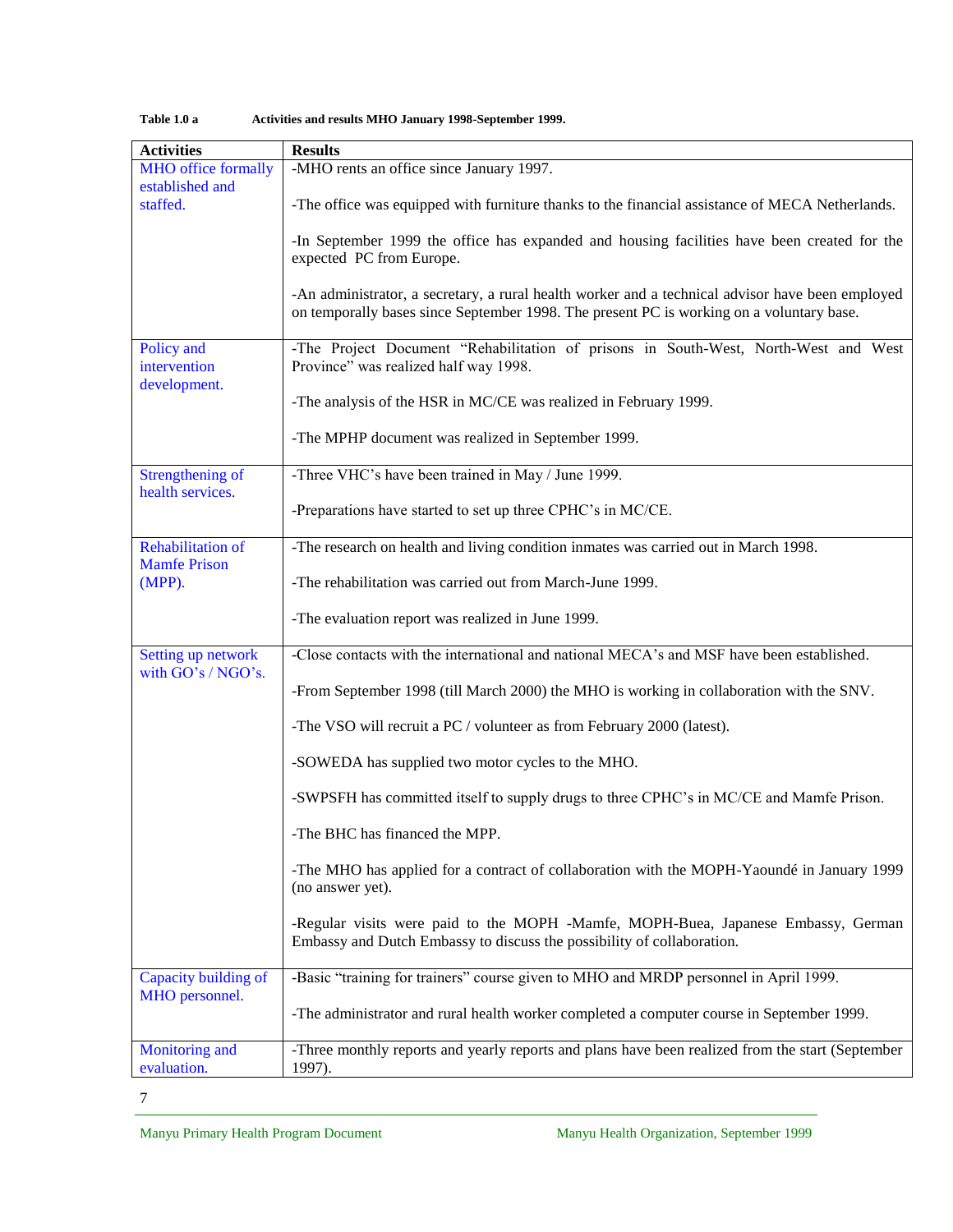**Table 1.0 a Activities and results MHO January 1998-September 1999.**

| Activities | Results |
|---|---|
| MHO office formally established and staffed. | -MHO rents an office since January 1997.<br><br>-The office was equipped with furniture thanks to the financial assistance of MECA Netherlands.<br><br>-In September 1999 the office has expanded and housing facilities have been created for the expected PC from Europe.<br><br>-An administrator, a secretary, a rural health worker and a technical advisor have been employed on temporally bases since September 1998. The present PC is working on a voluntary base. |
| Policy and intervention development. | -The Project Document "Rehabilitation of prisons in South-West, North-West and West Province" was realized half way 1998.<br><br>-The analysis of the HSR in MC/CE was realized in February 1999.<br><br>-The MPHP document was realized in September 1999. |
| Strengthening of health services. | -Three VHC's have been trained in May / June 1999.<br><br>-Preparations have started to set up three CPHC's in MC/CE. |
| Rehabilitation of Mamfe Prison (MPP). | -The research on health and living condition inmates was carried out in March 1998.<br><br>-The rehabilitation was carried out from March-June 1999.<br><br>-The evaluation report was realized in June 1999. |
| Setting up network with GO's / NGO's. | -Close contacts with the international and national MECA's and MSF have been established.<br><br>-From September 1998 (till March 2000) the MHO is working in collaboration with the SNV.<br><br>-The VSO will recruit a PC / volunteer as from February 2000 (latest).<br><br>-SOWEDA has supplied two motor cycles to the MHO.<br><br>-SWPSFH has committed itself to supply drugs to three CPHC's in MC/CE and Mamfe Prison.<br><br>-The BHC has financed the MPP.<br><br>-The MHO has applied for a contract of collaboration with the MOPH-Yaoundé in January 1999 (no answer yet).<br><br>-Regular visits were paid to the MOPH -Mamfe, MOPH-Buea, Japanese Embassy, German Embassy and Dutch Embassy to discuss the possibility of collaboration. |
| Capacity building of MHO personnel. | -Basic "training for trainers" course given to MHO and MRDP personnel in April 1999.<br><br>-The administrator and rural health worker completed a computer course in September 1999. |
| Monitoring and evaluation. | -Three monthly reports and yearly reports and plans have been realized from the start (September 1997). |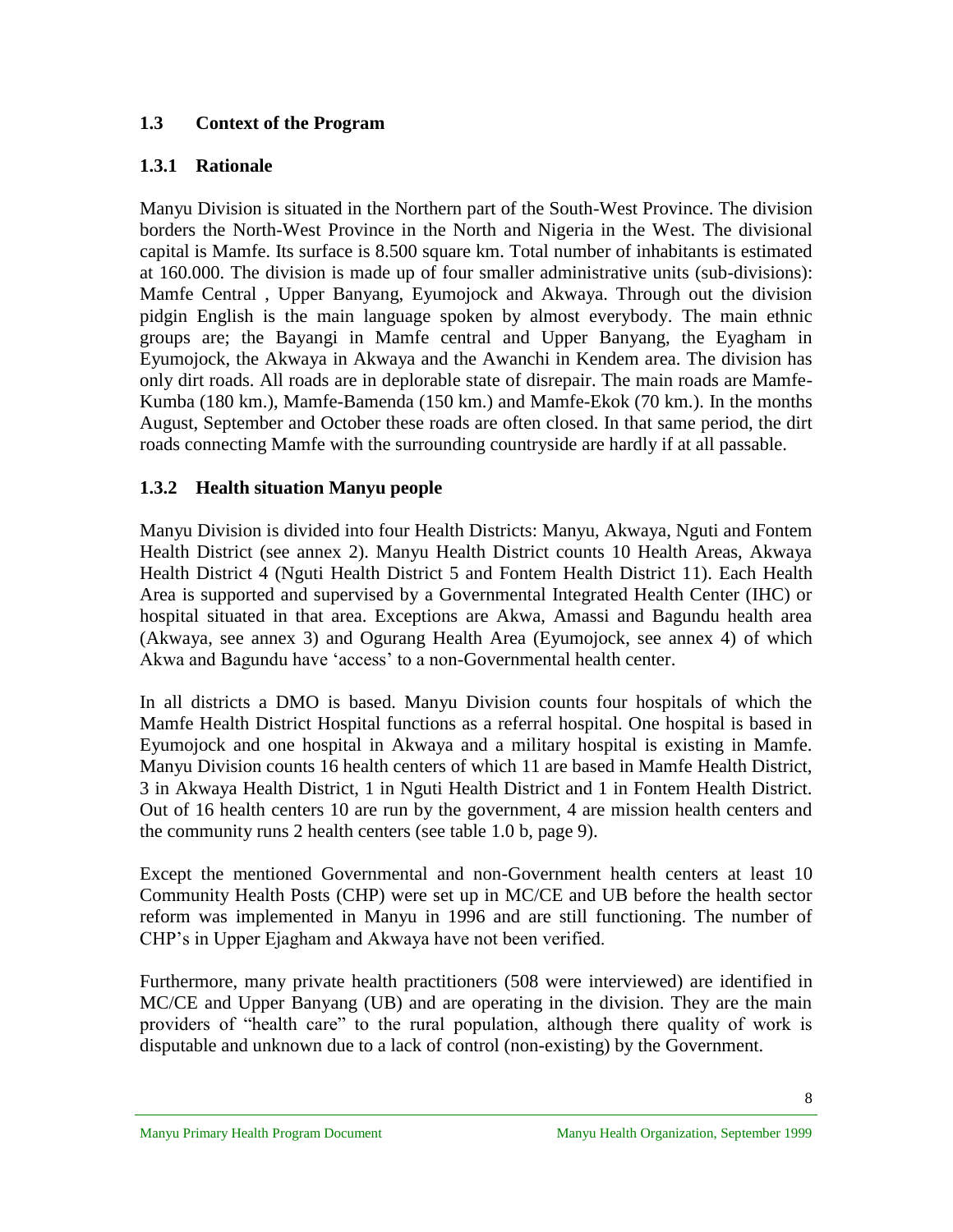## 1.3 Context of the Program

### 1.3.1 Rationale

Manyu Division is situated in the Northern part of the South-West Province. The division borders the North-West Province in the North and Nigeria in the West. The divisional capital is Mamfe. Its surface is 8.500 square km. Total number of inhabitants is estimated at 160.000. The division is made up of four smaller administrative units (sub-divisions): Mamfe Central , Upper Banyang, Eyumojock and Akwaya. Through out the division pidgin English is the main language spoken by almost everybody. The main ethnic groups are; the Bayangi in Mamfe central and Upper Banyang, the Eyagham in Eyumojock, the Akwaya in Akwaya and the Awanchi in Kendem area. The division has only dirt roads. All roads are in deplorable state of disrepair. The main roads are Mamfe-Kumba (180 km.), Mamfe-Bamenda (150 km.) and Mamfe-Ekok (70 km.). In the months August, September and October these roads are often closed. In that same period, the dirt roads connecting Mamfe with the surrounding countryside are hardly if at all passable.

### 1.3.2 Health situation Manyu people

Manyu Division is divided into four Health Districts: Manyu, Akwaya, Nguti and Fontem Health District (see annex 2). Manyu Health District counts 10 Health Areas, Akwaya Health District 4 (Nguti Health District 5 and Fontem Health District 11). Each Health Area is supported and supervised by a Governmental Integrated Health Center (IHC) or hospital situated in that area. Exceptions are Akwa, Amassi and Bagundu health area (Akwaya, see annex 3) and Ogurang Health Area (Eyumojock, see annex 4) of which Akwa and Bagundu have 'access' to a non-Governmental health center.

In all districts a DMO is based. Manyu Division counts four hospitals of which the Mamfe Health District Hospital functions as a referral hospital. One hospital is based in Eyumojock and one hospital in Akwaya and a military hospital is existing in Mamfe. Manyu Division counts 16 health centers of which 11 are based in Mamfe Health District, 3 in Akwaya Health District, 1 in Nguti Health District and 1 in Fontem Health District. Out of 16 health centers 10 are run by the government, 4 are mission health centers and the community runs 2 health centers (see table 1.0 b, page 9).

Except the mentioned Governmental and non-Government health centers at least 10 Community Health Posts (CHP) were set up in MC/CE and UB before the health sector reform was implemented in Manyu in 1996 and are still functioning. The number of CHP's in Upper Ejagham and Akwaya have not been verified.

Furthermore, many private health practitioners (508 were interviewed) are identified in MC/CE and Upper Banyang (UB) and are operating in the division. They are the main providers of "health care" to the rural population, although there quality of work is disputable and unknown due to a lack of control (non-existing) by the Government.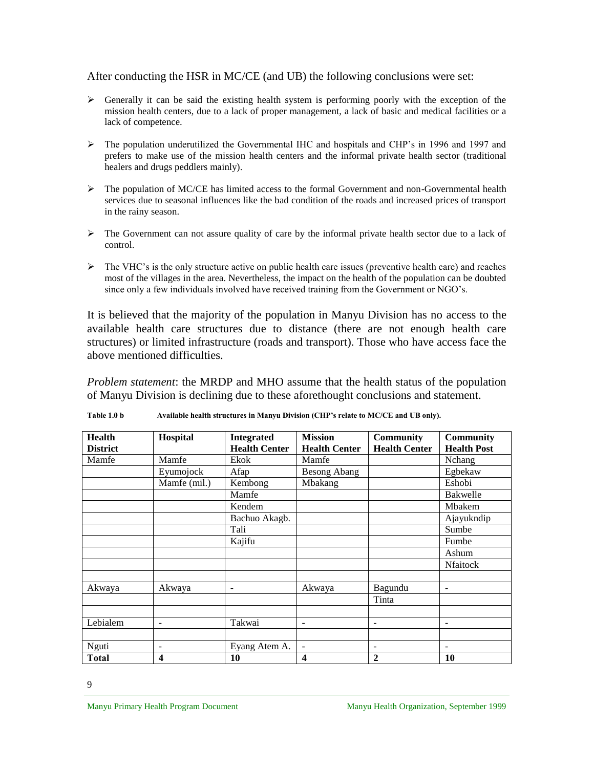After conducting the HSR in MC/CE (and UB) the following conclusions were set:

- Generally it can be said the existing health system is performing poorly with the exception of the mission health centers, due to a lack of proper management, a lack of basic and medical facilities or a lack of competence.
- The population underutilized the Governmental IHC and hospitals and CHP's in 1996 and 1997 and prefers to make use of the mission health centers and the informal private health sector (traditional healers and drugs peddlers mainly).
- The population of MC/CE has limited access to the formal Government and non-Governmental health services due to seasonal influences like the bad condition of the roads and increased prices of transport in the rainy season.
- The Government can not assure quality of care by the informal private health sector due to a lack of control.
- The VHC's is the only structure active on public health care issues (preventive health care) and reaches most of the villages in the area. Nevertheless, the impact on the health of the population can be doubted since only a few individuals involved have received training from the Government or NGO's.

It is believed that the majority of the population in Manyu Division has no access to the available health care structures due to distance (there are not enough health care structures) or limited infrastructure (roads and transport). Those who have access face the above mentioned difficulties.

*Problem statement*: the MRDP and MHO assume that the health status of the population of Manyu Division is declining due to these aforethought conclusions and statement.

**Table 1.0 b Available health structures in Manyu Division (CHP's relate to MC/CE and UB only).**

| Health District | Hospital | Integrated Health Center | Mission Health Center | Community Health Center | Community Health Post |
|---|---|---|---|---|---|
| Mamfe | Mamfe | Ekok | Mamfe | | Nchang |
| | Eyumojock | Afap | Besong Abang | | Egbekaw |
| | Mamfe (mil.) | Kembong | Mbakang | | Eshobi |
| | | Mamfe | | | Bakwelle |
| | | Kendem | | | Mbakem |
| | | Bachuo Akagb. | | | Ajayukndip |
| | | Tali | | | Sumbe |
| | | Kajifu | | | Fumbe |
| | | | | | Ashum |
| | | | | | Nfaitock |
| | | | | | |
| Akwaya | Akwaya | - | Akwaya | Bagundu | - |
| | | | | Tinta | |
| | | | | | |
| Lebialem | - | Takwai | - | - | - |
| | | | | | |
| Nguti | - | Eyang Atem A. | - | - | - |
| **Total** | **4** | **10** | **4** | **2** | **10** |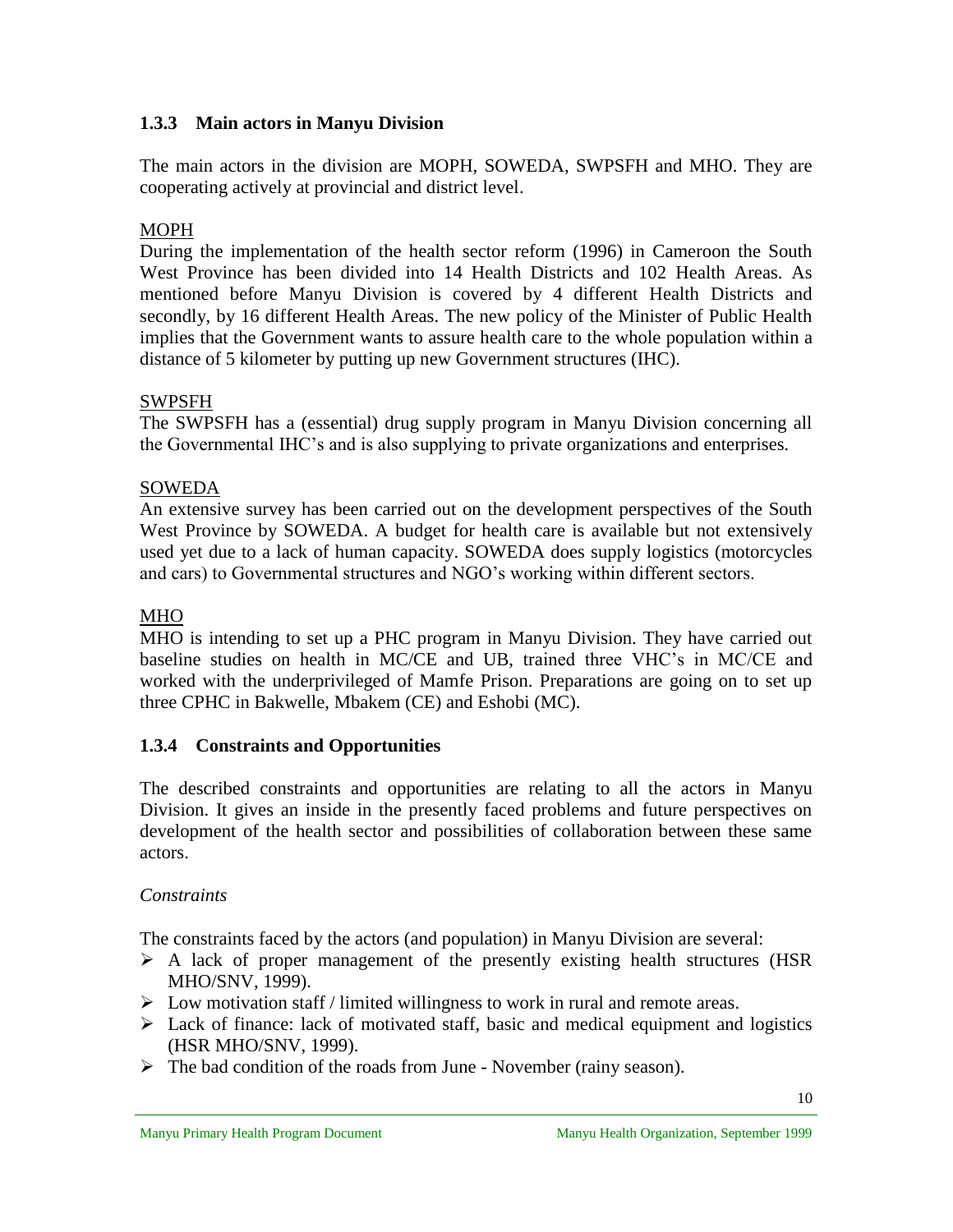### 1.3.3 Main actors in Manyu Division

The main actors in the division are MOPH, SOWEDA, SWPSFH and MHO. They are cooperating actively at provincial and district level.

<u>MOPH</u>

During the implementation of the health sector reform (1996) in Cameroon the South West Province has been divided into 14 Health Districts and 102 Health Areas. As mentioned before Manyu Division is covered by 4 different Health Districts and secondly, by 16 different Health Areas. The new policy of the Minister of Public Health implies that the Government wants to assure health care to the whole population within a distance of 5 kilometer by putting up new Government structures (IHC).

<u>SWPSFH</u>

The SWPSFH has a (essential) drug supply program in Manyu Division concerning all the Governmental IHC's and is also supplying to private organizations and enterprises.

<u>SOWEDA</u>

An extensive survey has been carried out on the development perspectives of the South West Province by SOWEDA. A budget for health care is available but not extensively used yet due to a lack of human capacity. SOWEDA does supply logistics (motorcycles and cars) to Governmental structures and NGO's working within different sectors.

<u>MHO</u>

MHO is intending to set up a PHC program in Manyu Division. They have carried out baseline studies on health in MC/CE and UB, trained three VHC's in MC/CE and worked with the underprivileged of Mamfe Prison. Preparations are going on to set up three CPHC in Bakwelle, Mbakem (CE) and Eshobi (MC).

### 1.3.4 Constraints and Opportunities

The described constraints and opportunities are relating to all the actors in Manyu Division. It gives an inside in the presently faced problems and future perspectives on development of the health sector and possibilities of collaboration between these same actors.

*Constraints*

The constraints faced by the actors (and population) in Manyu Division are several:

- A lack of proper management of the presently existing health structures (HSR MHO/SNV, 1999).
- Low motivation staff / limited willingness to work in rural and remote areas.
- Lack of finance: lack of motivated staff, basic and medical equipment and logistics (HSR MHO/SNV, 1999).
- The bad condition of the roads from June - November (rainy season).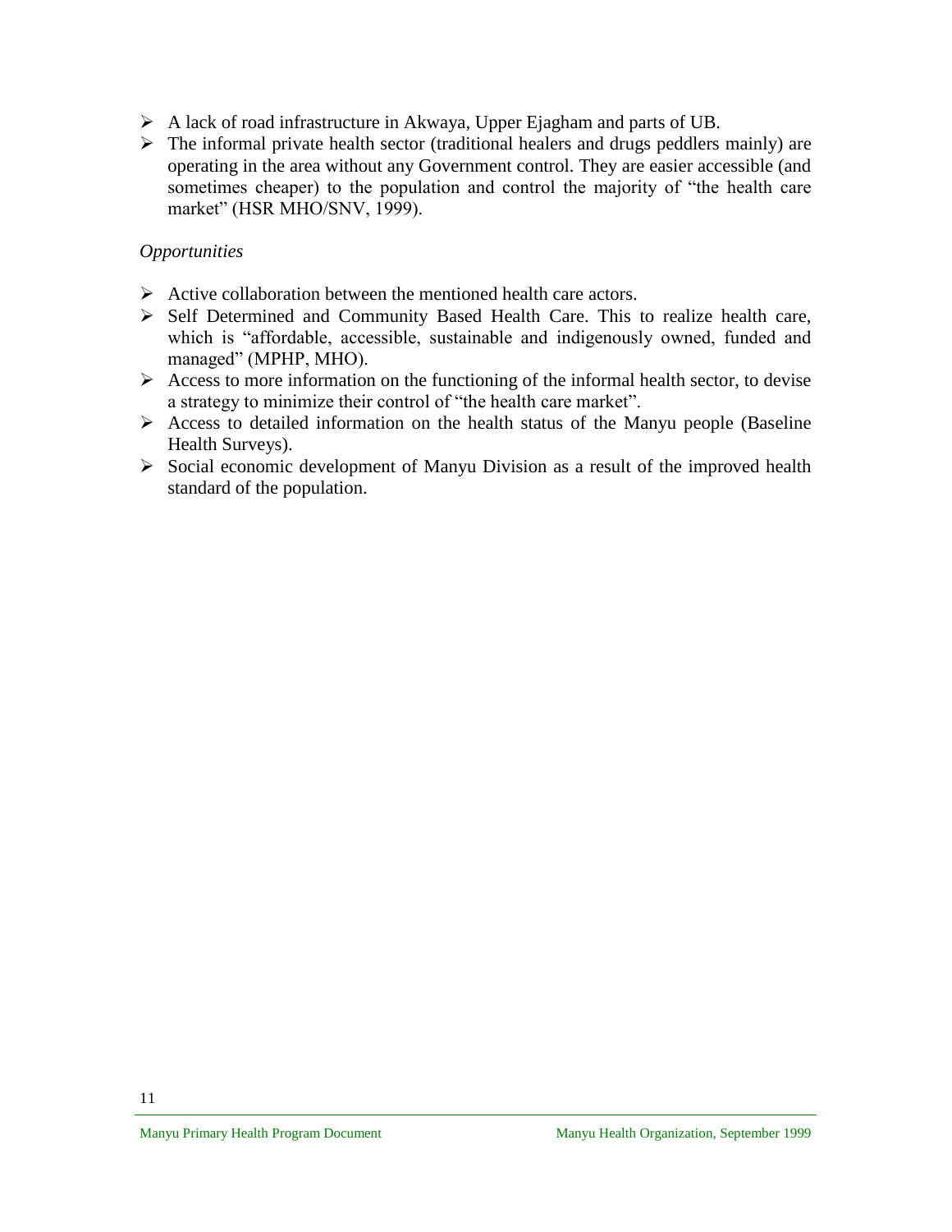- A lack of road infrastructure in Akwaya, Upper Ejagham and parts of UB.
- The informal private health sector (traditional healers and drugs peddlers mainly) are operating in the area without any Government control. They are easier accessible (and sometimes cheaper) to the population and control the majority of "the health care market" (HSR MHO/SNV, 1999).

*Opportunities*

- Active collaboration between the mentioned health care actors.
- Self Determined and Community Based Health Care. This to realize health care, which is "affordable, accessible, sustainable and indigenously owned, funded and managed" (MPHP, MHO).
- Access to more information on the functioning of the informal health sector, to devise a strategy to minimize their control of "the health care market".
- Access to detailed information on the health status of the Manyu people (Baseline Health Surveys).
- Social economic development of Manyu Division as a result of the improved health standard of the population.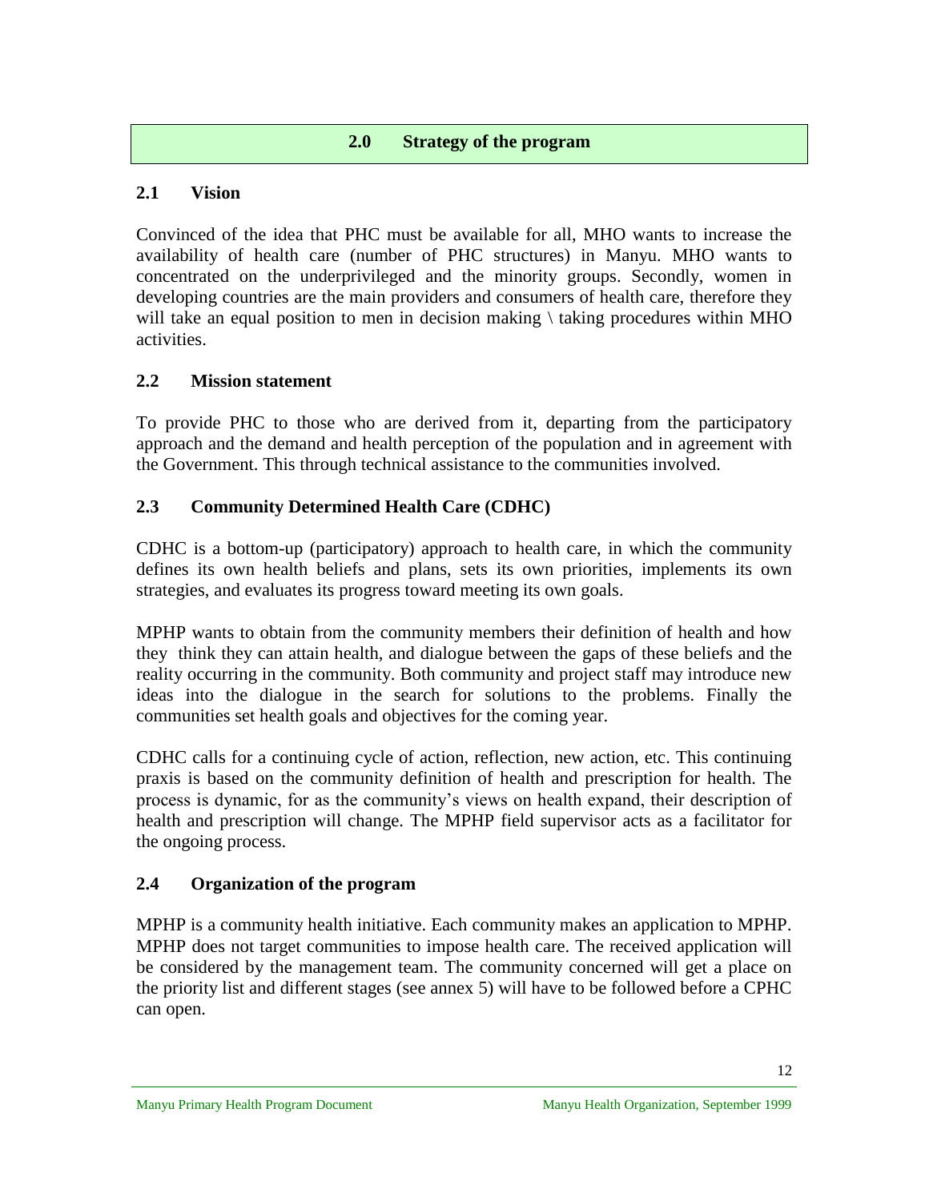## 2.0 Strategy of the program

### 2.1 Vision

Convinced of the idea that PHC must be available for all, MHO wants to increase the availability of health care (number of PHC structures) in Manyu. MHO wants to concentrated on the underprivileged and the minority groups. Secondly, women in developing countries are the main providers and consumers of health care, therefore they will take an equal position to men in decision making \ taking procedures within MHO activities.

### 2.2 Mission statement

To provide PHC to those who are derived from it, departing from the participatory approach and the demand and health perception of the population and in agreement with the Government. This through technical assistance to the communities involved.

### 2.3 Community Determined Health Care (CDHC)

CDHC is a bottom-up (participatory) approach to health care, in which the community defines its own health beliefs and plans, sets its own priorities, implements its own strategies, and evaluates its progress toward meeting its own goals.

MPHP wants to obtain from the community members their definition of health and how they think they can attain health, and dialogue between the gaps of these beliefs and the reality occurring in the community. Both community and project staff may introduce new ideas into the dialogue in the search for solutions to the problems. Finally the communities set health goals and objectives for the coming year.

CDHC calls for a continuing cycle of action, reflection, new action, etc. This continuing praxis is based on the community definition of health and prescription for health. The process is dynamic, for as the community's views on health expand, their description of health and prescription will change. The MPHP field supervisor acts as a facilitator for the ongoing process.

### 2.4 Organization of the program

MPHP is a community health initiative. Each community makes an application to MPHP. MPHP does not target communities to impose health care. The received application will be considered by the management team. The community concerned will get a place on the priority list and different stages (see annex 5) will have to be followed before a CPHC can open.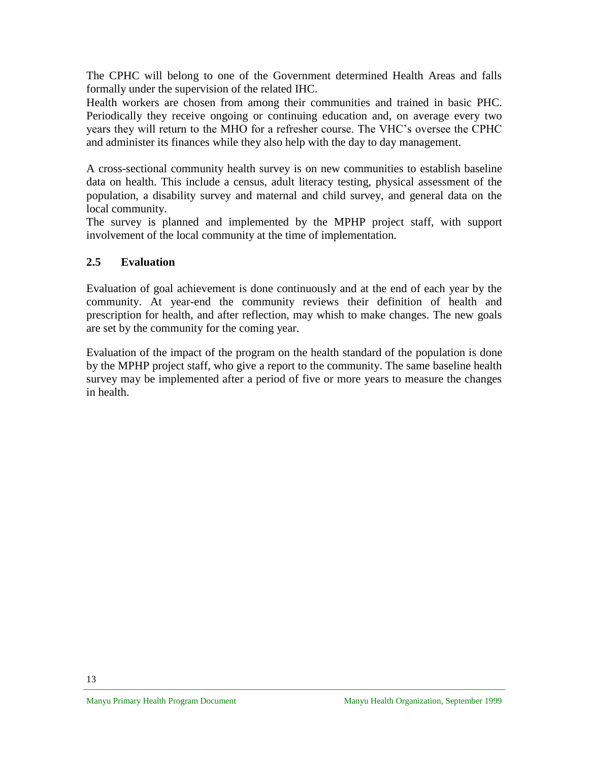The CPHC will belong to one of the Government determined Health Areas and falls formally under the supervision of the related IHC.
Health workers are chosen from among their communities and trained in basic PHC. Periodically they receive ongoing or continuing education and, on average every two years they will return to the MHO for a refresher course. The VHC's oversee the CPHC and administer its finances while they also help with the day to day management.

A cross-sectional community health survey is on new communities to establish baseline data on health. This include a census, adult literacy testing, physical assessment of the population, a disability survey and maternal and child survey, and general data on the local community.
The survey is planned and implemented by the MPHP project staff, with support involvement of the local community at the time of implementation.

### 2.5 Evaluation

Evaluation of goal achievement is done continuously and at the end of each year by the community. At year-end the community reviews their definition of health and prescription for health, and after reflection, may whish to make changes. The new goals are set by the community for the coming year.

Evaluation of the impact of the program on the health standard of the population is done by the MPHP project staff, who give a report to the community. The same baseline health survey may be implemented after a period of five or more years to measure the changes in health.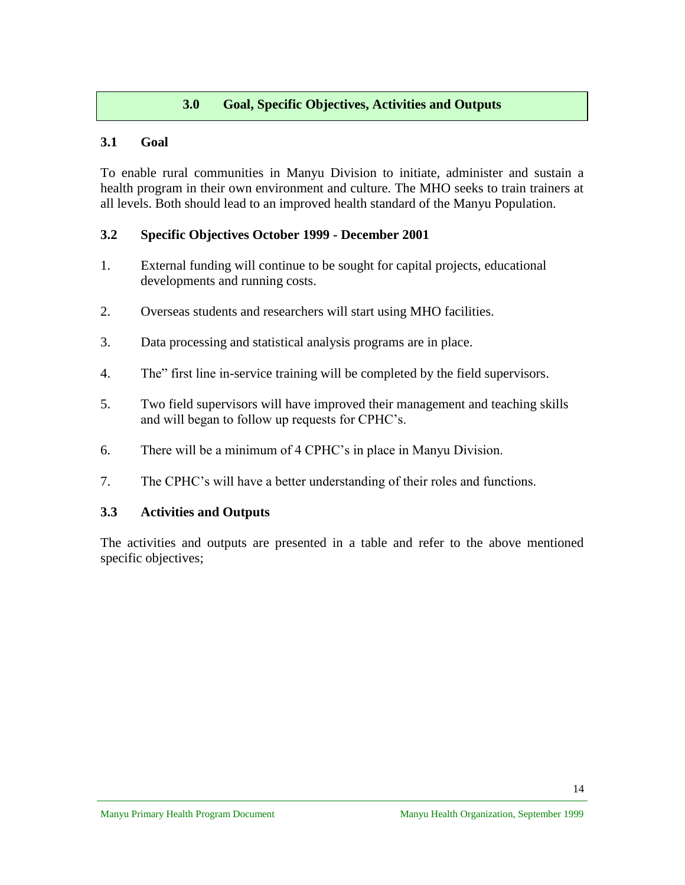## 3.0 Goal, Specific Objectives, Activities and Outputs

### 3.1 Goal

To enable rural communities in Manyu Division to initiate, administer and sustain a health program in their own environment and culture. The MHO seeks to train trainers at all levels. Both should lead to an improved health standard of the Manyu Population.

### 3.2 Specific Objectives October 1999 - December 2001

1. External funding will continue to be sought for capital projects, educational developments and running costs.
2. Overseas students and researchers will start using MHO facilities.
3. Data processing and statistical analysis programs are in place.
4. The" first line in-service training will be completed by the field supervisors.
5. Two field supervisors will have improved their management and teaching skills and will began to follow up requests for CPHC's.
6. There will be a minimum of 4 CPHC's in place in Manyu Division.
7. The CPHC's will have a better understanding of their roles and functions.

### 3.3 Activities and Outputs

The activities and outputs are presented in a table and refer to the above mentioned specific objectives;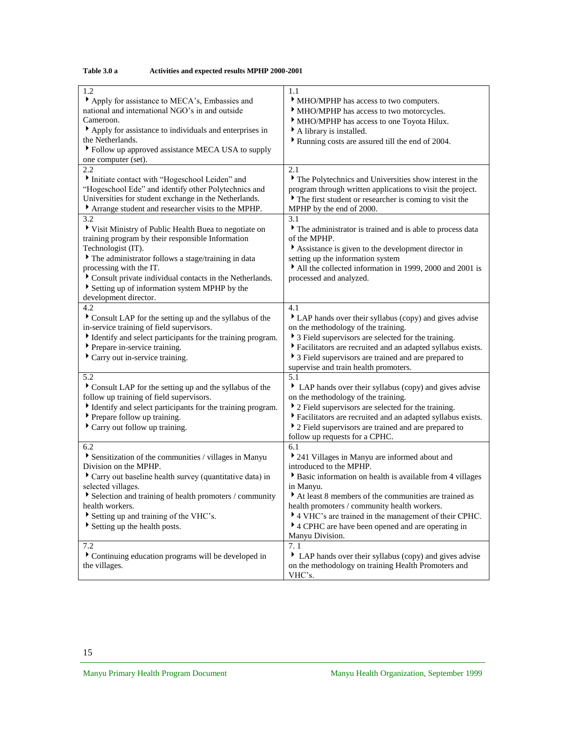**Table 3.0 a  Activities and expected results MPHP 2000-2001**

| | |
|---|---|
| 1.2<br>‣ Apply for assistance to MECA's, Embassies and national and international NGO's in and outside Cameroon.<br>‣ Apply for assistance to individuals and enterprises in the Netherlands.<br>‣ Follow up approved assistance MECA USA to supply one computer (set). | 1.1<br>‣ MHO/MPHP has access to two computers.<br>‣ MHO/MPHP has access to two motorcycles.<br>‣ MHO/MPHP has access to one Toyota Hilux.<br>‣ A library is installed.<br>‣ Running costs are assured till the end of 2004. |
| 2.2<br>‣ Initiate contact with "Hogeschool Leiden" and "Hogeschool Ede" and identify other Polytechnics and Universities for student exchange in the Netherlands.<br>‣ Arrange student and researcher visits to the MPHP. | 2.1<br>‣ The Polytechnics and Universities show interest in the program through written applications to visit the project.<br>‣ The first student or researcher is coming to visit the MPHP by the end of 2000. |
| 3.2<br>‣ Visit Ministry of Public Health Buea to negotiate on training program by their responsible Information Technologist (IT).<br>‣ The administrator follows a stage/training in data processing with the IT.<br>‣ Consult private individual contacts in the Netherlands.<br>‣ Setting up of information system MPHP by the development director. | 3.1<br>‣ The administrator is trained and is able to process data of the MPHP.<br>‣ Assistance is given to the development director in setting up the information system<br>‣ All the collected information in 1999, 2000 and 2001 is processed and analyzed. |
| 4.2<br>‣ Consult LAP for the setting up and the syllabus of the in-service training of field supervisors.<br>‣ Identify and select participants for the training program.<br>‣ Prepare in-service training.<br>‣ Carry out in-service training. | 4.1<br>‣ LAP hands over their syllabus (copy) and gives advise on the methodology of the training.<br>‣ 3 Field supervisors are selected for the training.<br>‣ Facilitators are recruited and an adapted syllabus exists.<br>‣ 3 Field supervisors are trained and are prepared to supervise and train health promoters. |
| 5.2<br>‣ Consult LAP for the setting up and the syllabus of the follow up training of field supervisors.<br>‣ Identify and select participants for the training program.<br>‣ Prepare follow up training.<br>‣ Carry out follow up training. | 5.1<br>‣ LAP hands over their syllabus (copy) and gives advise on the methodology of the training.<br>‣ 2 Field supervisors are selected for the training.<br>‣ Facilitators are recruited and an adapted syllabus exists.<br>‣ 2 Field supervisors are trained and are prepared to follow up requests for a CPHC. |
| 6.2<br>‣ Sensitization of the communities / villages in Manyu Division on the MPHP.<br>‣ Carry out baseline health survey (quantitative data) in selected villages.<br>‣ Selection and training of health promoters / community health workers.<br>‣ Setting up and training of the VHC's.<br>‣ Setting up the health posts. | 6.1<br>‣ 241 Villages in Manyu are informed about and introduced to the MPHP.<br>‣ Basic information on health is available from 4 villages in Manyu.<br>‣ At least 8 members of the communities are trained as health promoters / community health workers.<br>‣ 4 VHC's are trained in the management of their CPHC.<br>‣ 4 CPHC are have been opened and are operating in Manyu Division. |
| 7.2<br>‣ Continuing education programs will be developed in the villages. | 7. 1<br>‣ LAP hands over their syllabus (copy) and gives advise on the methodology on training Health Promoters and VHC's. |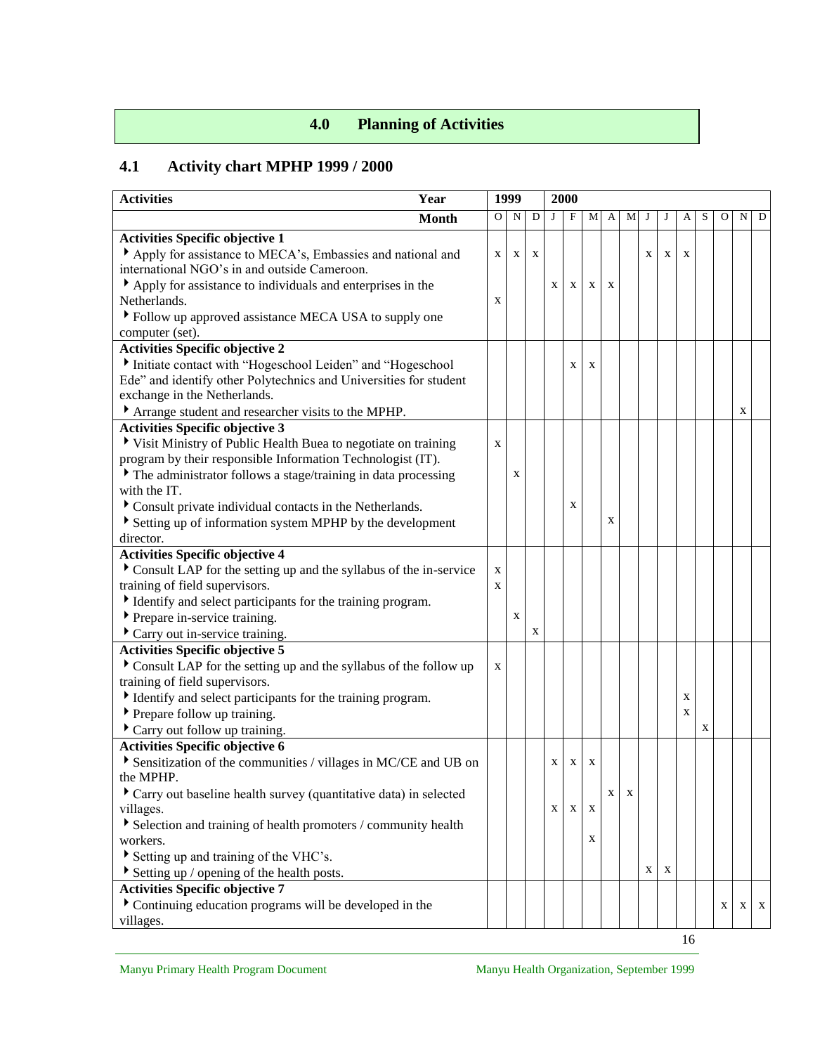# 4.0 Planning of Activities

## 4.1 Activity chart MPHP 1999 / 2000

| Activities Year | 1999 | | | 2000 | | | | | | | | | | | |
|---|---|---|---|---|---|---|---|---|---|---|---|---|---|---|---|
| Month | O | N | D | J | F | M | A | M | J | J | A | S | O | N | D |
| **Activities Specific objective 1** | | | | | | | | | | | | | | | |
| ‣ Apply for assistance to MECA's, Embassies and national and international NGO's in and outside Cameroon. | x | x | x | | | | | | x | x | x | | | | |
| ‣ Apply for assistance to individuals and enterprises in the Netherlands. | | | | x | x | x | x | | | | | | | | |
| ‣ Follow up approved assistance MECA USA to supply one computer (set). | x | | | | | | | | | | | | | | |
| **Activities Specific objective 2** | | | | | | | | | | | | | | | |
| ‣ Initiate contact with "Hogeschool Leiden" and "Hogeschool Ede" and identify other Polytechnics and Universities for student exchange in the Netherlands. | | | | | x | x | | | | | | | | | |
| ‣ Arrange student and researcher visits to the MPHP. | | | | | | | | | | | | | | x | |
| **Activities Specific objective 3** | | | | | | | | | | | | | | | |
| ‣ Visit Ministry of Public Health Buea to negotiate on training program by their responsible Information Technologist (IT). | x | | | | | | | | | | | | | | |
| ‣ The administrator follows a stage/training in data processing with the IT. | | x | | | | | | | | | | | | | |
| ‣ Consult private individual contacts in the Netherlands. | | | | | x | | | | | | | | | | |
| ‣ Setting up of information system MPHP by the development director. | | | | | | | x | | | | | | | | |
| **Activities Specific objective 4** | | | | | | | | | | | | | | | |
| ‣ Consult LAP for the setting up and the syllabus of the in-service training of field supervisors. | x | | | | | | | | | | | | | | |
| ‣ Identify and select participants for the training program. | x | | | | | | | | | | | | | | |
| ‣ Prepare in-service training. | | x | | | | | | | | | | | | | |
| ‣ Carry out in-service training. | | | x | | | | | | | | | | | | |
| **Activities Specific objective 5** | | | | | | | | | | | | | | | |
| ‣ Consult LAP for the setting up and the syllabus of the follow up training of field supervisors. | x | | | | | | | | | | | | | | |
| ‣ Identify and select participants for the training program. | | | | | | | | | | | x | | | | |
| ‣ Prepare follow up training. | | | | | | | | | | | x | | | | |
| ‣ Carry out follow up training. | | | | | | | | | | | | x | | | |
| **Activities Specific objective 6** | | | | | | | | | | | | | | | |
| ‣ Sensitization of the communities / villages in MC/CE and UB on the MPHP. | | | | x | x | x | | | | | | | | | |
| ‣ Carry out baseline health survey (quantitative data) in selected villages. | | | | | | | x | x | | | | | | | |
| ‣ Selection and training of health promoters / community health workers. | | | | x | x | x | | | | | | | | | |
| ‣ Setting up and training of the VHC's. | | | | | | x | | | | | | | | | |
| ‣ Setting up / opening of the health posts. | | | | | | | | | x | x | | | | | |
| **Activities Specific objective 7** | | | | | | | | | | | | | | | |
| ‣ Continuing education programs will be developed in the villages. | | | | | | | | | | | | | x | x | x |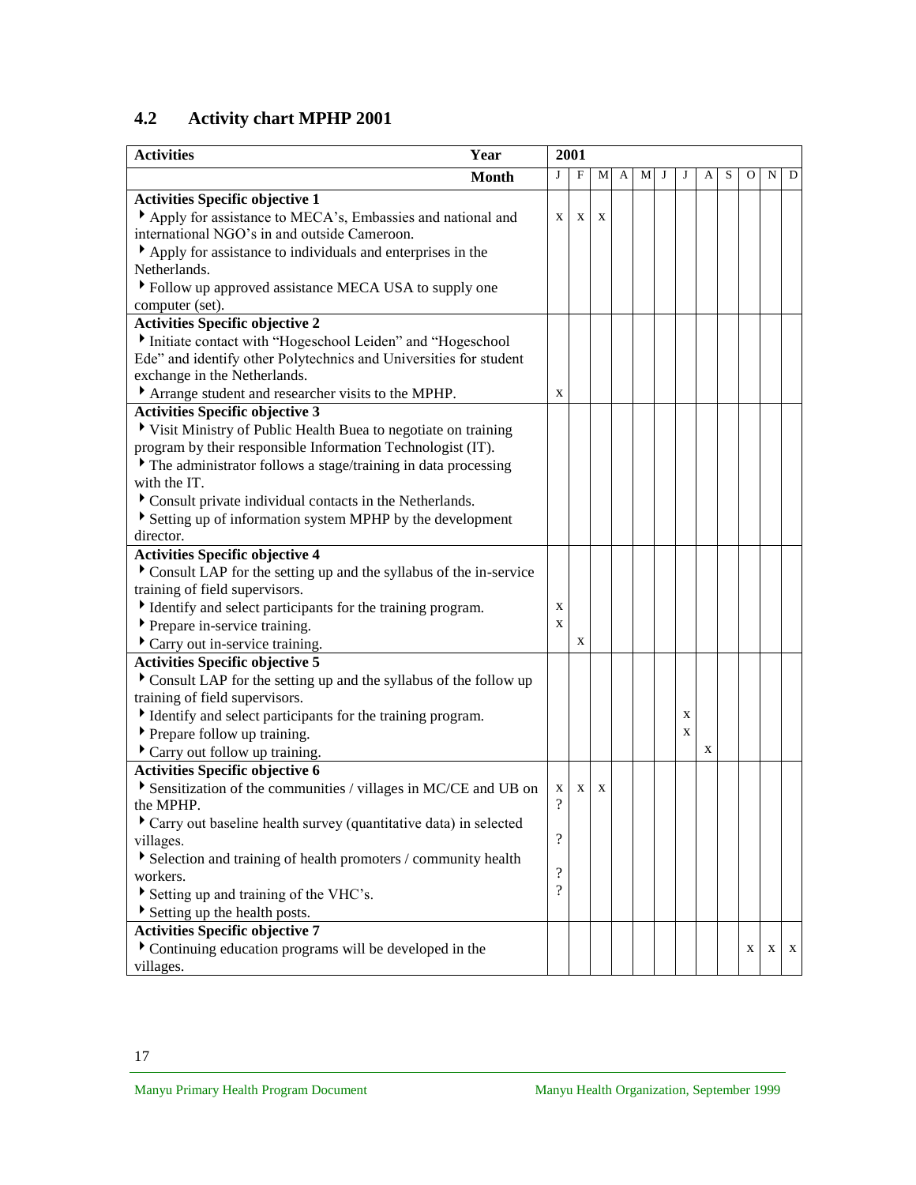## 4.2 Activity chart MPHP 2001

| **Activities** **Year** | **2001** | | | | | | | | | | | |
|---|---|---|---|---|---|---|---|---|---|---|---|---|
| **Month** | J | F | M | A | M | J | J | A | S | O | N | D |
| **Activities Specific objective 1** | | | | | | | | | | | | |
| ‣ Apply for assistance to MECA's, Embassies and national and international NGO's in and outside Cameroon. | x | x | x | | | | | | | | | |
| ‣ Apply for assistance to individuals and enterprises in the Netherlands. | | | | | | | | | | | | |
| ‣ Follow up approved assistance MECA USA to supply one computer (set). | | | | | | | | | | | | |
| **Activities Specific objective 2** | | | | | | | | | | | | |
| ‣ Initiate contact with "Hogeschool Leiden" and "Hogeschool Ede" and identify other Polytechnics and Universities for student exchange in the Netherlands. | | | | | | | | | | | | |
| ‣ Arrange student and researcher visits to the MPHP. | x | | | | | | | | | | | |
| **Activities Specific objective 3** | | | | | | | | | | | | |
| ‣ Visit Ministry of Public Health Buea to negotiate on training program by their responsible Information Technologist (IT). | | | | | | | | | | | | |
| ‣ The administrator follows a stage/training in data processing with the IT. | | | | | | | | | | | | |
| ‣ Consult private individual contacts in the Netherlands. | | | | | | | | | | | | |
| ‣ Setting up of information system MPHP by the development director. | | | | | | | | | | | | |
| **Activities Specific objective 4** | | | | | | | | | | | | |
| ‣ Consult LAP for the setting up and the syllabus of the in-service training of field supervisors. | | | | | | | | | | | | |
| ‣ Identify and select participants for the training program. | x | | | | | | | | | | | |
| ‣ Prepare in-service training. | x | | | | | | | | | | | |
| ‣ Carry out in-service training. | | x | | | | | | | | | | |
| **Activities Specific objective 5** | | | | | | | | | | | | |
| ‣ Consult LAP for the setting up and the syllabus of the follow up training of field supervisors. | | | | | | | | | | | | |
| ‣ Identify and select participants for the training program. | | | | | | | x | | | | | |
| ‣ Prepare follow up training. | | | | | | | x | | | | | |
| ‣ Carry out follow up training. | | | | | | | | x | | | | |
| **Activities Specific objective 6** | | | | | | | | | | | | |
| ‣ Sensitization of the communities / villages in MC/CE and UB on the MPHP. | x ? | x | x | | | | | | | | | |
| ‣ Carry out baseline health survey (quantitative data) in selected villages. | ? | | | | | | | | | | | |
| ‣ Selection and training of health promoters / community health workers. | ? | | | | | | | | | | | |
| ‣ Setting up and training of the VHC's. | ? | | | | | | | | | | | |
| ‣ Setting up the health posts. | | | | | | | | | | | | |
| **Activities Specific objective 7** | | | | | | | | | | | | |
| ‣ Continuing education programs will be developed in the villages. | | | | | | | | | | x | x | x |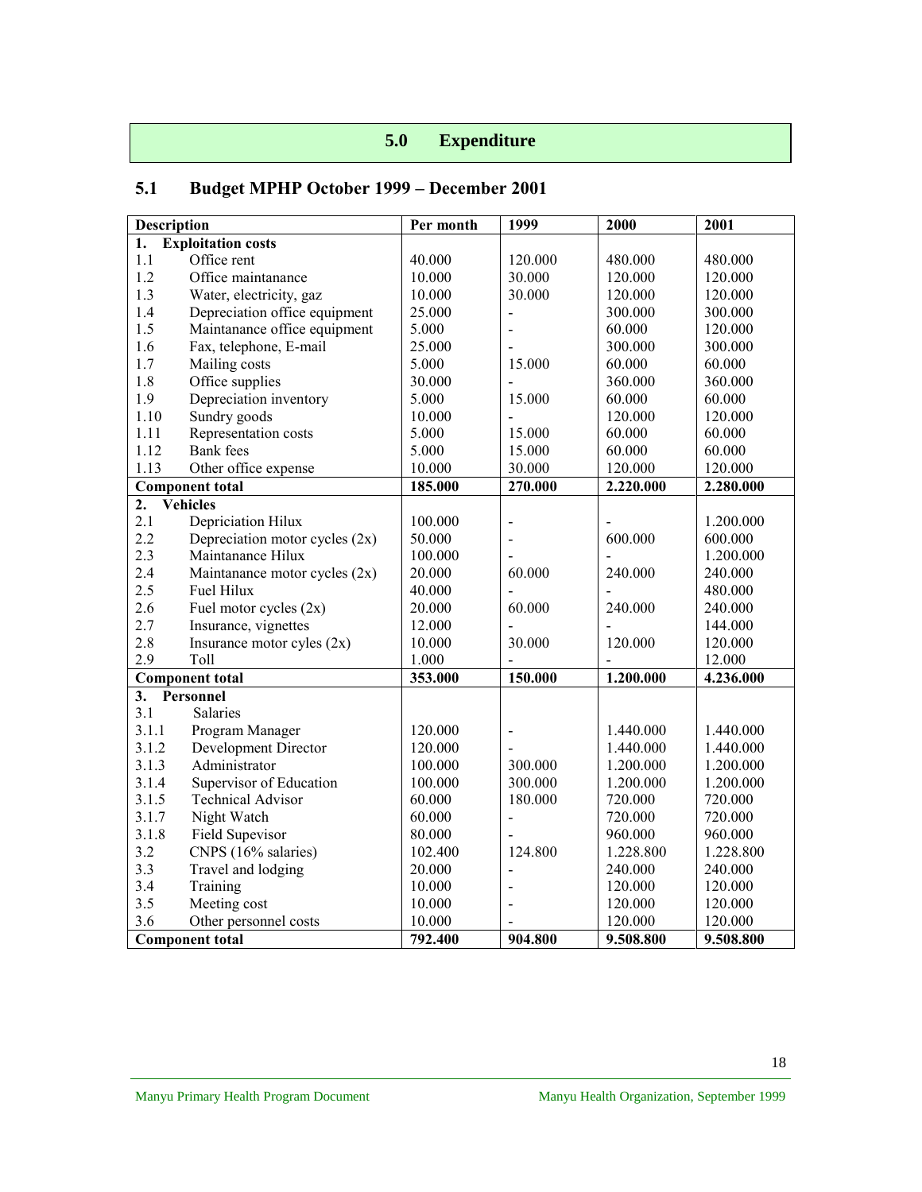## 5.0 Expenditure

### 5.1 Budget MPHP October 1999 – December 2001

| Description | | Per month | 1999 | 2000 | 2001 |
|---|---|---|---|---|---|
| **1.** | **Exploitation costs** | | | | |
| 1.1 | Office rent | 40.000 | 120.000 | 480.000 | 480.000 |
| 1.2 | Office maintanance | 10.000 | 30.000 | 120.000 | 120.000 |
| 1.3 | Water, electricity, gaz | 10.000 | 30.000 | 120.000 | 120.000 |
| 1.4 | Depreciation office equipment | 25.000 | - | 300.000 | 300.000 |
| 1.5 | Maintanance office equipment | 5.000 | - | 60.000 | 120.000 |
| 1.6 | Fax, telephone, E-mail | 25.000 | - | 300.000 | 300.000 |
| 1.7 | Mailing costs | 5.000 | 15.000 | 60.000 | 60.000 |
| 1.8 | Office supplies | 30.000 | - | 360.000 | 360.000 |
| 1.9 | Depreciation inventory | 5.000 | 15.000 | 60.000 | 60.000 |
| 1.10 | Sundry goods | 10.000 | - | 120.000 | 120.000 |
| 1.11 | Representation costs | 5.000 | 15.000 | 60.000 | 60.000 |
| 1.12 | Bank fees | 5.000 | 15.000 | 60.000 | 60.000 |
| 1.13 | Other office expense | 10.000 | 30.000 | 120.000 | 120.000 |
| **Component total** | | **185.000** | **270.000** | **2.220.000** | **2.280.000** |
| **2.** | **Vehicles** | | | | |
| 2.1 | Depriciation Hilux | 100.000 | - | - | 1.200.000 |
| 2.2 | Depreciation motor cycles (2x) | 50.000 | - | 600.000 | 600.000 |
| 2.3 | Maintanance Hilux | 100.000 | - | - | 1.200.000 |
| 2.4 | Maintanance motor cycles (2x) | 20.000 | 60.000 | 240.000 | 240.000 |
| 2.5 | Fuel Hilux | 40.000 | - | - | 480.000 |
| 2.6 | Fuel motor cycles (2x) | 20.000 | 60.000 | 240.000 | 240.000 |
| 2.7 | Insurance, vignettes | 12.000 | - | - | 144.000 |
| 2.8 | Insurance motor cyles (2x) | 10.000 | 30.000 | 120.000 | 120.000 |
| 2.9 | Toll | 1.000 | - | - | 12.000 |
| **Component total** | | **353.000** | **150.000** | **1.200.000** | **4.236.000** |
| **3.** | **Personnel** | | | | |
| 3.1 | Salaries | | | | |
| 3.1.1 | Program Manager | 120.000 | - | 1.440.000 | 1.440.000 |
| 3.1.2 | Development Director | 120.000 | - | 1.440.000 | 1.440.000 |
| 3.1.3 | Administrator | 100.000 | 300.000 | 1.200.000 | 1.200.000 |
| 3.1.4 | Supervisor of Education | 100.000 | 300.000 | 1.200.000 | 1.200.000 |
| 3.1.5 | Technical Advisor | 60.000 | 180.000 | 720.000 | 720.000 |
| 3.1.7 | Night Watch | 60.000 | - | 720.000 | 720.000 |
| 3.1.8 | Field Supevisor | 80.000 | - | 960.000 | 960.000 |
| 3.2 | CNPS (16% salaries) | 102.400 | 124.800 | 1.228.800 | 1.228.800 |
| 3.3 | Travel and lodging | 20.000 | - | 240.000 | 240.000 |
| 3.4 | Training | 10.000 | - | 120.000 | 120.000 |
| 3.5 | Meeting cost | 10.000 | - | 120.000 | 120.000 |
| 3.6 | Other personnel costs | 10.000 | - | 120.000 | 120.000 |
| **Component total** | | **792.400** | **904.800** | **9.508.800** | **9.508.800** |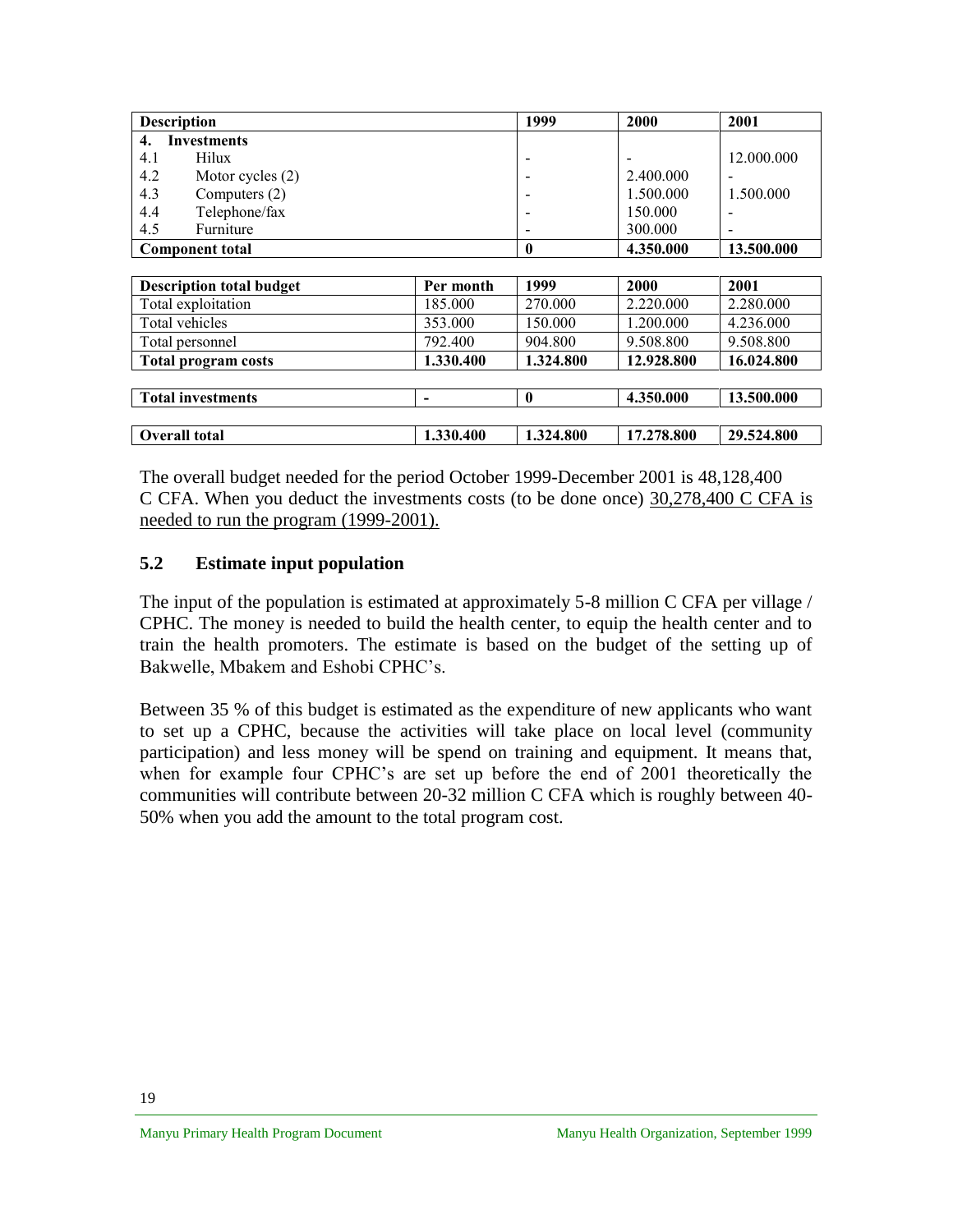| Description | 1999 | 2000 | 2001 |
|---|---|---|---|
| **4. Investments** | | | |
| 4.1 Hilux | - | - | 12.000.000 |
| 4.2 Motor cycles (2) | - | 2.400.000 | - |
| 4.3 Computers (2) | - | 1.500.000 | 1.500.000 |
| 4.4 Telephone/fax | - | 150.000 | - |
| 4.5 Furniture | - | 300.000 | - |
| **Component total** | **0** | **4.350.000** | **13.500.000** |

| Description total budget | Per month | 1999 | 2000 | 2001 |
|---|---|---|---|---|
| Total exploitation | 185.000 | 270.000 | 2.220.000 | 2.280.000 |
| Total vehicles | 353.000 | 150.000 | 1.200.000 | 4.236.000 |
| Total personnel | 792.400 | 904.800 | 9.508.800 | 9.508.800 |
| **Total program costs** | **1.330.400** | **1.324.800** | **12.928.800** | **16.024.800** |
| **Total investments** | **-** | **0** | **4.350.000** | **13.500.000** |
| **Overall total** | **1.330.400** | **1.324.800** | **17.278.800** | **29.524.800** |

The overall budget needed for the period October 1999-December 2001 is 48,128,400 C CFA. When you deduct the investments costs (to be done once) 30,278,400 C CFA is needed to run the program (1999-2001).

### 5.2 Estimate input population

The input of the population is estimated at approximately 5-8 million C CFA per village / CPHC. The money is needed to build the health center, to equip the health center and to train the health promoters. The estimate is based on the budget of the setting up of Bakwelle, Mbakem and Eshobi CPHC's.

Between 35 % of this budget is estimated as the expenditure of new applicants who want to set up a CPHC, because the activities will take place on local level (community participation) and less money will be spend on training and equipment. It means that, when for example four CPHC's are set up before the end of 2001 theoretically the communities will contribute between 20-32 million C CFA which is roughly between 40-50% when you add the amount to the total program cost.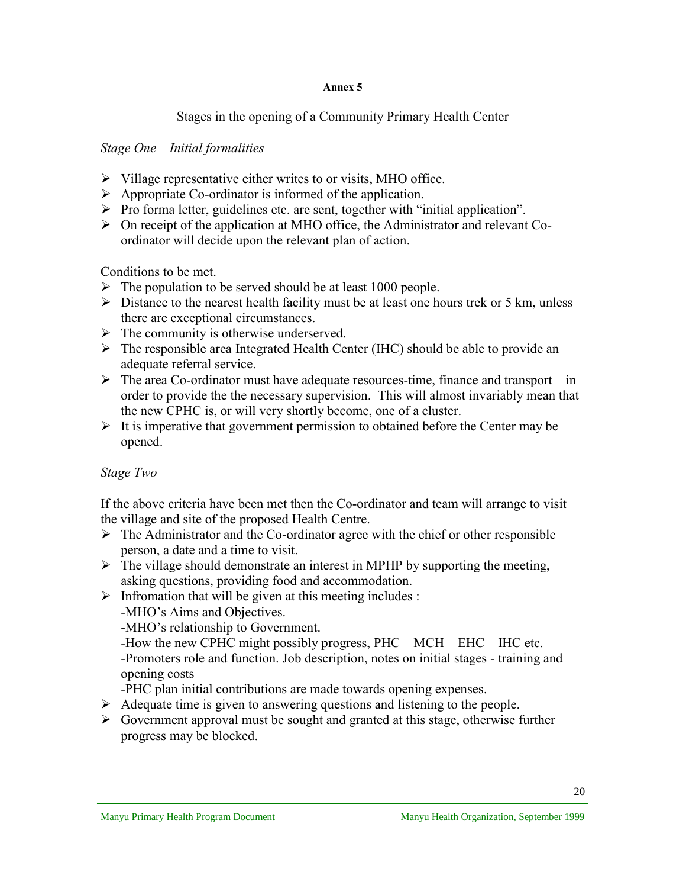**Annex 5**

## Stages in the opening of a Community Primary Health Center

*Stage One – Initial formalities*

- Village representative either writes to or visits, MHO office.
- Appropriate Co-ordinator is informed of the application.
- Pro forma letter, guidelines etc. are sent, together with "initial application".
- On receipt of the application at MHO office, the Administrator and relevant Co-ordinator will decide upon the relevant plan of action.

Conditions to be met.

- The population to be served should be at least 1000 people.
- Distance to the nearest health facility must be at least one hours trek or 5 km, unless there are exceptional circumstances.
- The community is otherwise underserved.
- The responsible area Integrated Health Center (IHC) should be able to provide an adequate referral service.
- The area Co-ordinator must have adequate resources-time, finance and transport – in order to provide the the necessary supervision. This will almost invariably mean that the new CPHC is, or will very shortly become, one of a cluster.
- It is imperative that government permission to obtained before the Center may be opened.

*Stage Two*

If the above criteria have been met then the Co-ordinator and team will arrange to visit the village and site of the proposed Health Centre.

- The Administrator and the Co-ordinator agree with the chief or other responsible person, a date and a time to visit.
- The village should demonstrate an interest in MPHP by supporting the meeting, asking questions, providing food and accommodation.
- Infromation that will be given at this meeting includes :
  - -MHO's Aims and Objectives.
  - -MHO's relationship to Government.
  - -How the new CPHC might possibly progress, PHC – MCH – EHC – IHC etc.
  - -Promoters role and function. Job description, notes on initial stages - training and opening costs
  - -PHC plan initial contributions are made towards opening expenses.
- Adequate time is given to answering questions and listening to the people.
- Government approval must be sought and granted at this stage, otherwise further progress may be blocked.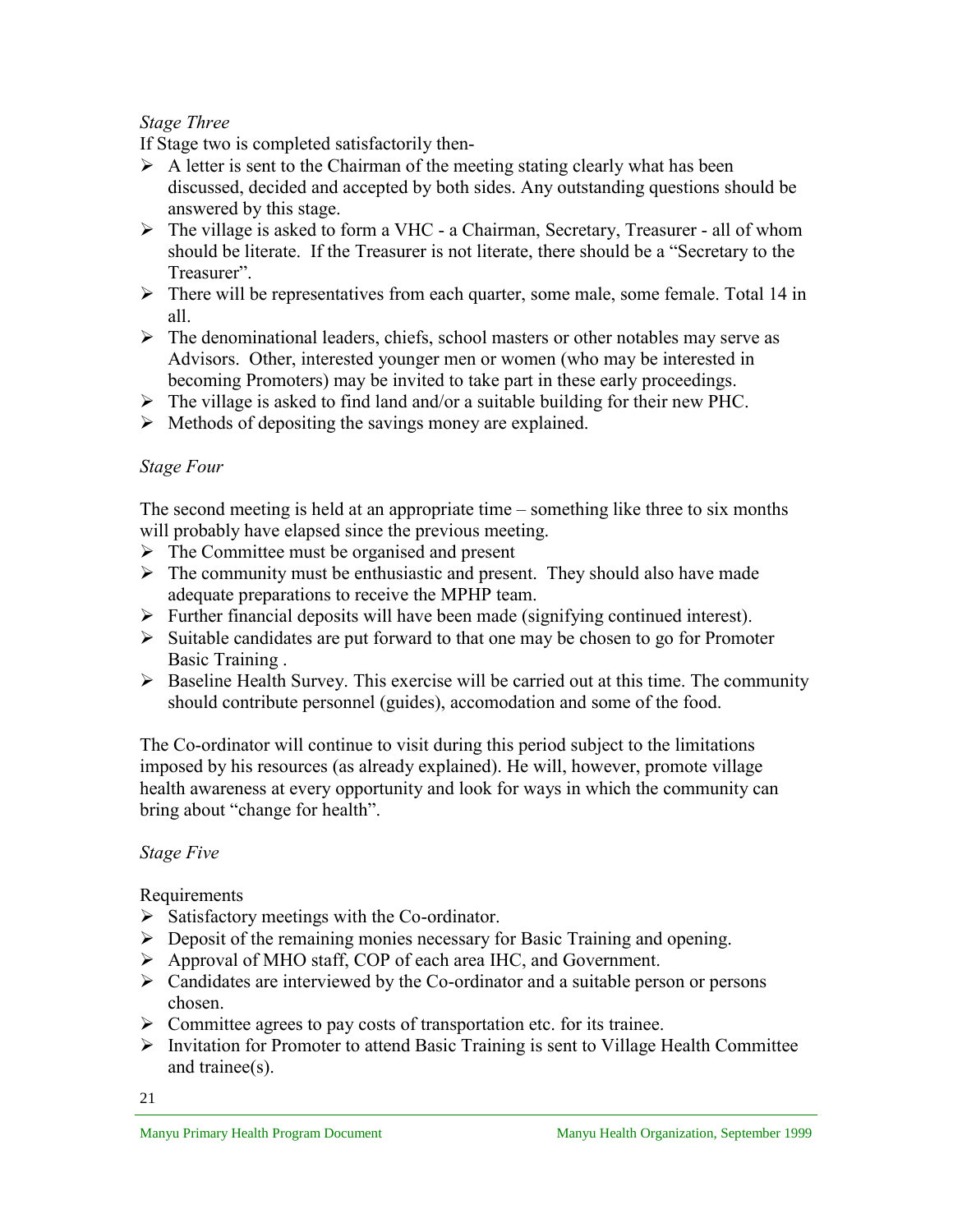*Stage Three*

If Stage two is completed satisfactorily then-

- A letter is sent to the Chairman of the meeting stating clearly what has been discussed, decided and accepted by both sides. Any outstanding questions should be answered by this stage.
- The village is asked to form a VHC - a Chairman, Secretary, Treasurer - all of whom should be literate. If the Treasurer is not literate, there should be a "Secretary to the Treasurer".
- There will be representatives from each quarter, some male, some female. Total 14 in all.
- The denominational leaders, chiefs, school masters or other notables may serve as Advisors. Other, interested younger men or women (who may be interested in becoming Promoters) may be invited to take part in these early proceedings.
- The village is asked to find land and/or a suitable building for their new PHC.
- Methods of depositing the savings money are explained.

*Stage Four*

The second meeting is held at an appropriate time – something like three to six months will probably have elapsed since the previous meeting.

- The Committee must be organised and present
- The community must be enthusiastic and present. They should also have made adequate preparations to receive the MPHP team.
- Further financial deposits will have been made (signifying continued interest).
- Suitable candidates are put forward to that one may be chosen to go for Promoter Basic Training .
- Baseline Health Survey. This exercise will be carried out at this time. The community should contribute personnel (guides), accomodation and some of the food.

The Co-ordinator will continue to visit during this period subject to the limitations imposed by his resources (as already explained). He will, however, promote village health awareness at every opportunity and look for ways in which the community can bring about "change for health".

*Stage Five*

Requirements

- Satisfactory meetings with the Co-ordinator.
- Deposit of the remaining monies necessary for Basic Training and opening.
- Approval of MHO staff, COP of each area IHC, and Government.
- Candidates are interviewed by the Co-ordinator and a suitable person or persons chosen.
- Committee agrees to pay costs of transportation etc. for its trainee.
- Invitation for Promoter to attend Basic Training is sent to Village Health Committee and trainee(s).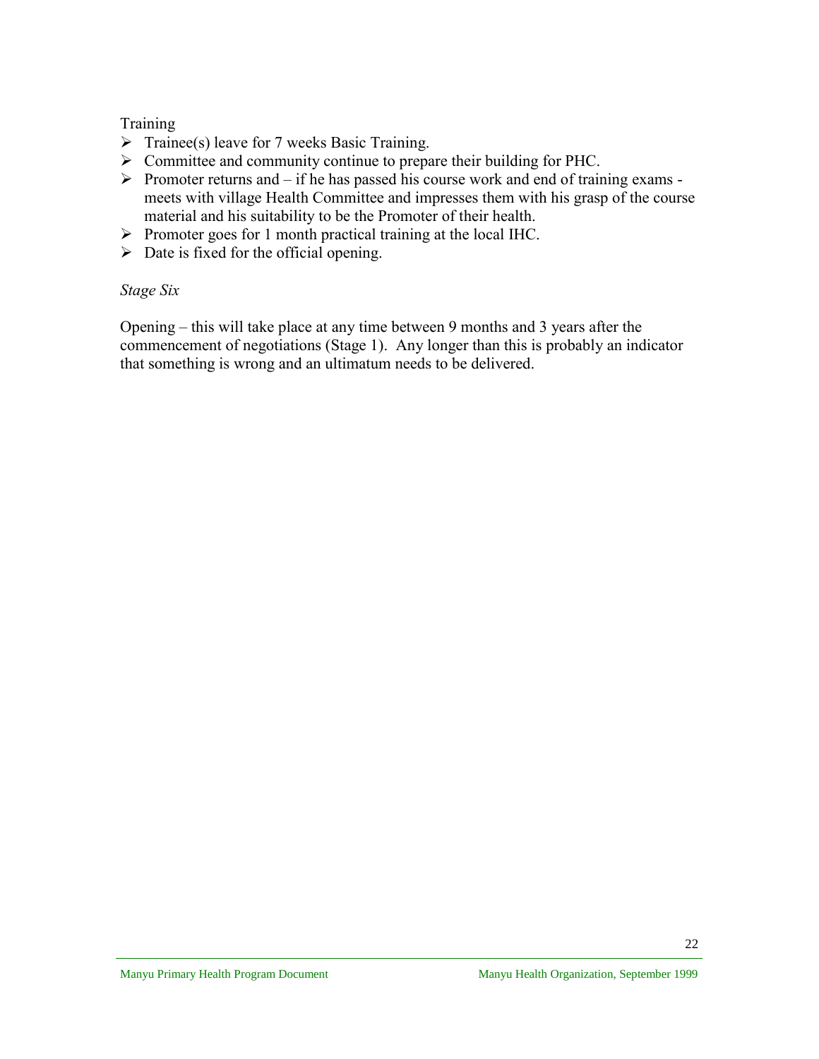Training

- Trainee(s) leave for 7 weeks Basic Training.
- Committee and community continue to prepare their building for PHC.
- Promoter returns and – if he has passed his course work and end of training exams - meets with village Health Committee and impresses them with his grasp of the course material and his suitability to be the Promoter of their health.
- Promoter goes for 1 month practical training at the local IHC.
- Date is fixed for the official opening.

*Stage Six*

Opening – this will take place at any time between 9 months and 3 years after the commencement of negotiations (Stage 1). Any longer than this is probably an indicator that something is wrong and an ultimatum needs to be delivered.